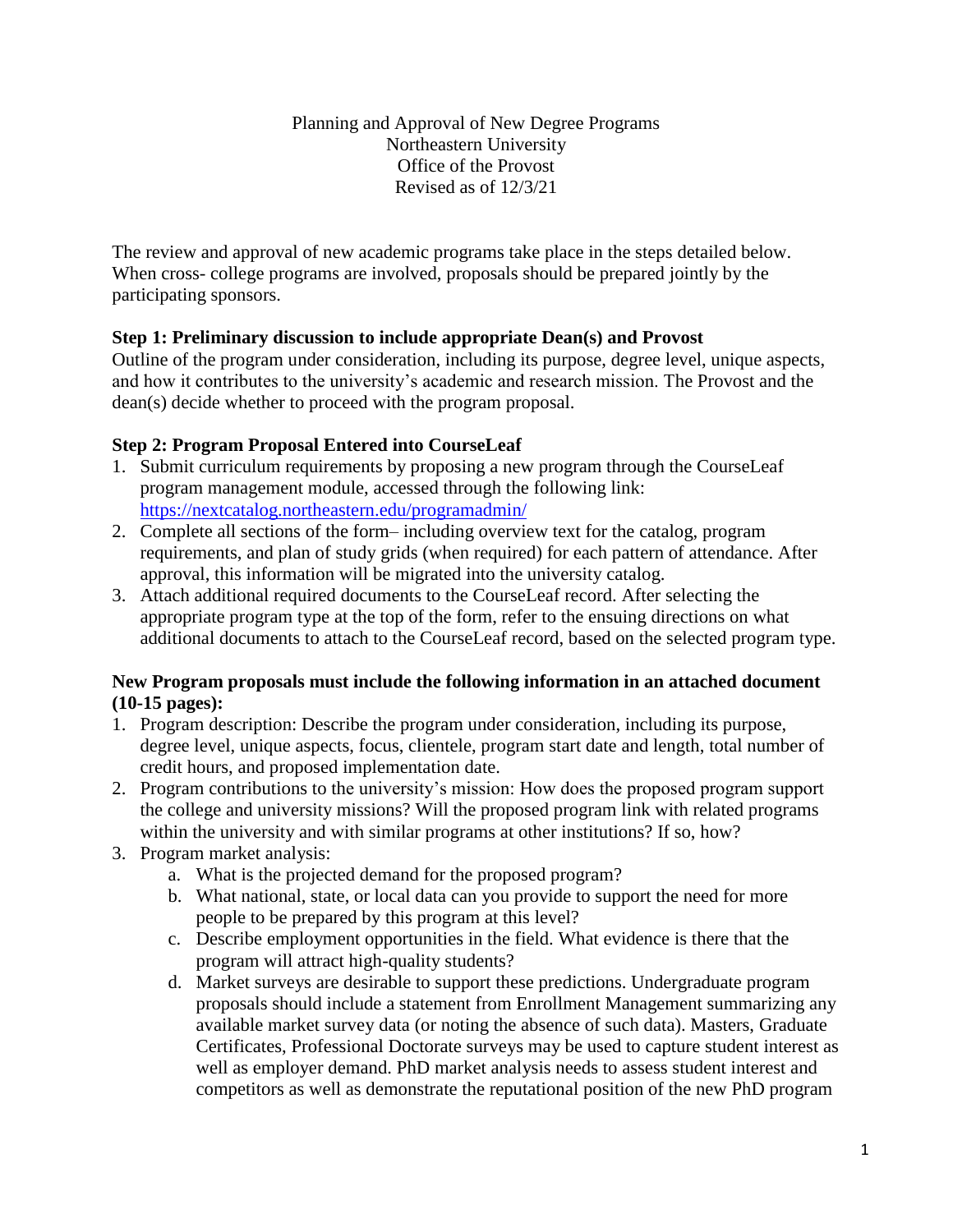Planning and Approval of New Degree Programs
Northeastern University
Office of the Provost
Revised as of 12/3/21

The review and approval of new academic programs take place in the steps detailed below. When cross- college programs are involved, proposals should be prepared jointly by the participating sponsors.

### Step 1: Preliminary discussion to include appropriate Dean(s) and Provost

Outline of the program under consideration, including its purpose, degree level, unique aspects, and how it contributes to the university's academic and research mission. The Provost and the dean(s) decide whether to proceed with the program proposal.

### Step 2: Program Proposal Entered into CourseLeaf

1. Submit curriculum requirements by proposing a new program through the CourseLeaf program management module, accessed through the following link: [https://nextcatalog.northeastern.edu/programadmin/](https://nextcatalog.northeastern.edu/programadmin/)
2. Complete all sections of the form– including overview text for the catalog, program requirements, and plan of study grids (when required) for each pattern of attendance. After approval, this information will be migrated into the university catalog.
3. Attach additional required documents to the CourseLeaf record. After selecting the appropriate program type at the top of the form, refer to the ensuing directions on what additional documents to attach to the CourseLeaf record, based on the selected program type.

**New Program proposals must include the following information in an attached document (10-15 pages):**

1. Program description: Describe the program under consideration, including its purpose, degree level, unique aspects, focus, clientele, program start date and length, total number of credit hours, and proposed implementation date.
2. Program contributions to the university's mission: How does the proposed program support the college and university missions? Will the proposed program link with related programs within the university and with similar programs at other institutions? If so, how?
3. Program market analysis:
   a. What is the projected demand for the proposed program?
   b. What national, state, or local data can you provide to support the need for more people to be prepared by this program at this level?
   c. Describe employment opportunities in the field. What evidence is there that the program will attract high-quality students?
   d. Market surveys are desirable to support these predictions. Undergraduate program proposals should include a statement from Enrollment Management summarizing any available market survey data (or noting the absence of such data). Masters, Graduate Certificates, Professional Doctorate surveys may be used to capture student interest as well as employer demand. PhD market analysis needs to assess student interest and competitors as well as demonstrate the reputational position of the new PhD program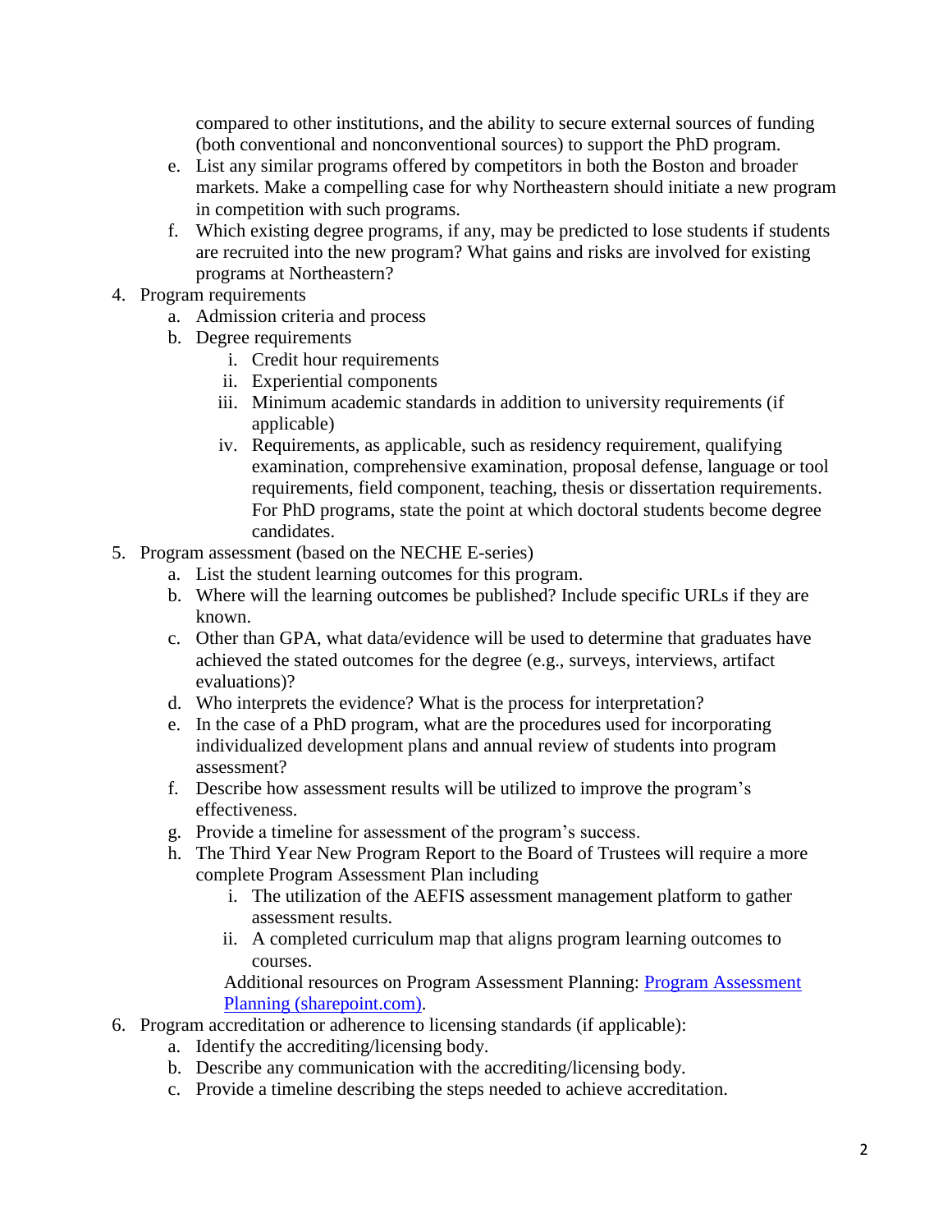compared to other institutions, and the ability to secure external sources of funding (both conventional and nonconventional sources) to support the PhD program.

   e. List any similar programs offered by competitors in both the Boston and broader markets. Make a compelling case for why Northeastern should initiate a new program in competition with such programs.
   f. Which existing degree programs, if any, may be predicted to lose students if students are recruited into the new program? What gains and risks are involved for existing programs at Northeastern?

4. Program requirements
   a. Admission criteria and process
   b. Degree requirements
      i. Credit hour requirements
      ii. Experiential components
      iii. Minimum academic standards in addition to university requirements (if applicable)
      iv. Requirements, as applicable, such as residency requirement, qualifying examination, comprehensive examination, proposal defense, language or tool requirements, field component, teaching, thesis or dissertation requirements. For PhD programs, state the point at which doctoral students become degree candidates.
5. Program assessment (based on the NECHE E-series)
   a. List the student learning outcomes for this program.
   b. Where will the learning outcomes be published? Include specific URLs if they are known.
   c. Other than GPA, what data/evidence will be used to determine that graduates have achieved the stated outcomes for the degree (e.g., surveys, interviews, artifact evaluations)?
   d. Who interprets the evidence? What is the process for interpretation?
   e. In the case of a PhD program, what are the procedures used for incorporating individualized development plans and annual review of students into program assessment?
   f. Describe how assessment results will be utilized to improve the program's effectiveness.
   g. Provide a timeline for assessment of the program's success.
   h. The Third Year New Program Report to the Board of Trustees will require a more complete Program Assessment Plan including
      i. The utilization of the AEFIS assessment management platform to gather assessment results.
      ii. A completed curriculum map that aligns program learning outcomes to courses.

      Additional resources on Program Assessment Planning: [Program Assessment Planning (sharepoint.com)](sharepoint.com).
6. Program accreditation or adherence to licensing standards (if applicable):
   a. Identify the accrediting/licensing body.
   b. Describe any communication with the accrediting/licensing body.
   c. Provide a timeline describing the steps needed to achieve accreditation.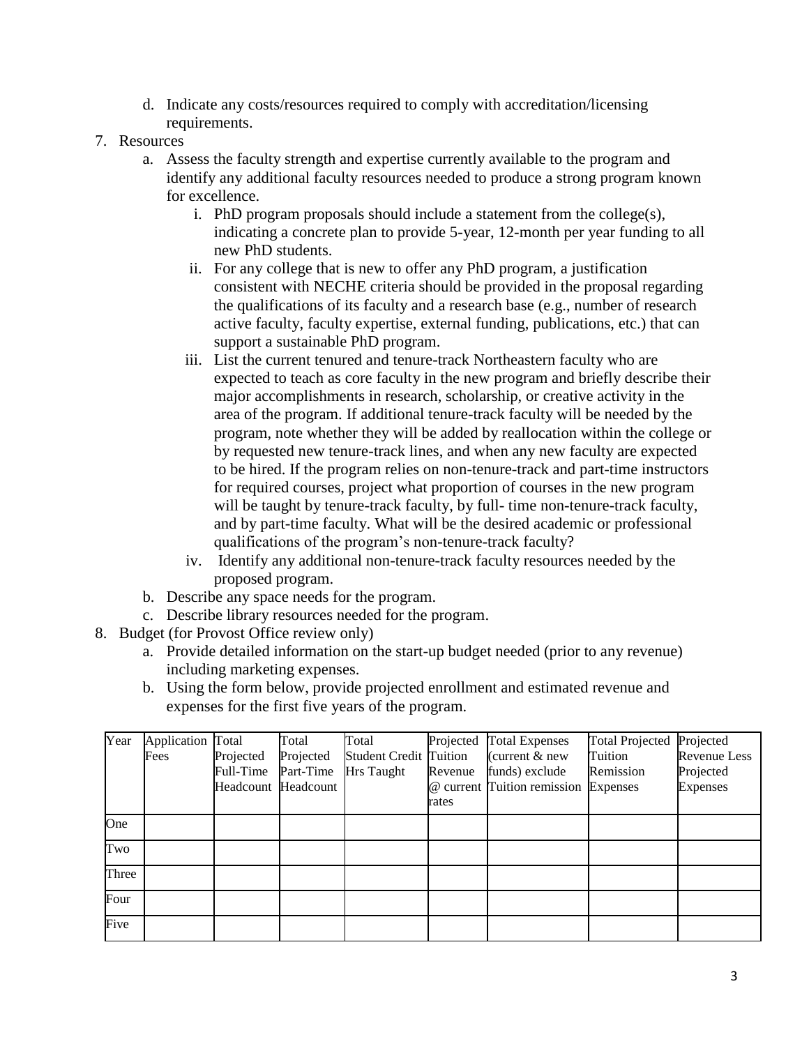d. Indicate any costs/resources required to comply with accreditation/licensing requirements.

7. Resources
    a. Assess the faculty strength and expertise currently available to the program and identify any additional faculty resources needed to produce a strong program known for excellence.
        i. PhD program proposals should include a statement from the college(s), indicating a concrete plan to provide 5-year, 12-month per year funding to all new PhD students.
        ii. For any college that is new to offer any PhD program, a justification consistent with NECHE criteria should be provided in the proposal regarding the qualifications of its faculty and a research base (e.g., number of research active faculty, faculty expertise, external funding, publications, etc.) that can support a sustainable PhD program.
        iii. List the current tenured and tenure-track Northeastern faculty who are expected to teach as core faculty in the new program and briefly describe their major accomplishments in research, scholarship, or creative activity in the area of the program. If additional tenure-track faculty will be needed by the program, note whether they will be added by reallocation within the college or by requested new tenure-track lines, and when any new faculty are expected to be hired. If the program relies on non-tenure-track and part-time instructors for required courses, project what proportion of courses in the new program will be taught by tenure-track faculty, by full- time non-tenure-track faculty, and by part-time faculty. What will be the desired academic or professional qualifications of the program's non-tenure-track faculty?
        iv. Identify any additional non-tenure-track faculty resources needed by the proposed program.
    b. Describe any space needs for the program.
    c. Describe library resources needed for the program.

8. Budget (for Provost Office review only)
    a. Provide detailed information on the start-up budget needed (prior to any revenue) including marketing expenses.
    b. Using the form below, provide projected enrollment and estimated revenue and expenses for the first five years of the program.

| Year | Application Fees | Total Projected Full-Time Headcount | Total Projected Part-Time Headcount | Total Student Credit Hrs Taught | Projected Tuition Revenue @ current rates | Total Expenses (current & new funds) exclude Tuition remission | Total Projected Tuition Remission Expenses | Projected Revenue Less Projected Expenses |
|---|---|---|---|---|---|---|---|---|
| One | | | | | | | | |
| Two | | | | | | | | |
| Three | | | | | | | | |
| Four | | | | | | | | |
| Five | | | | | | | | |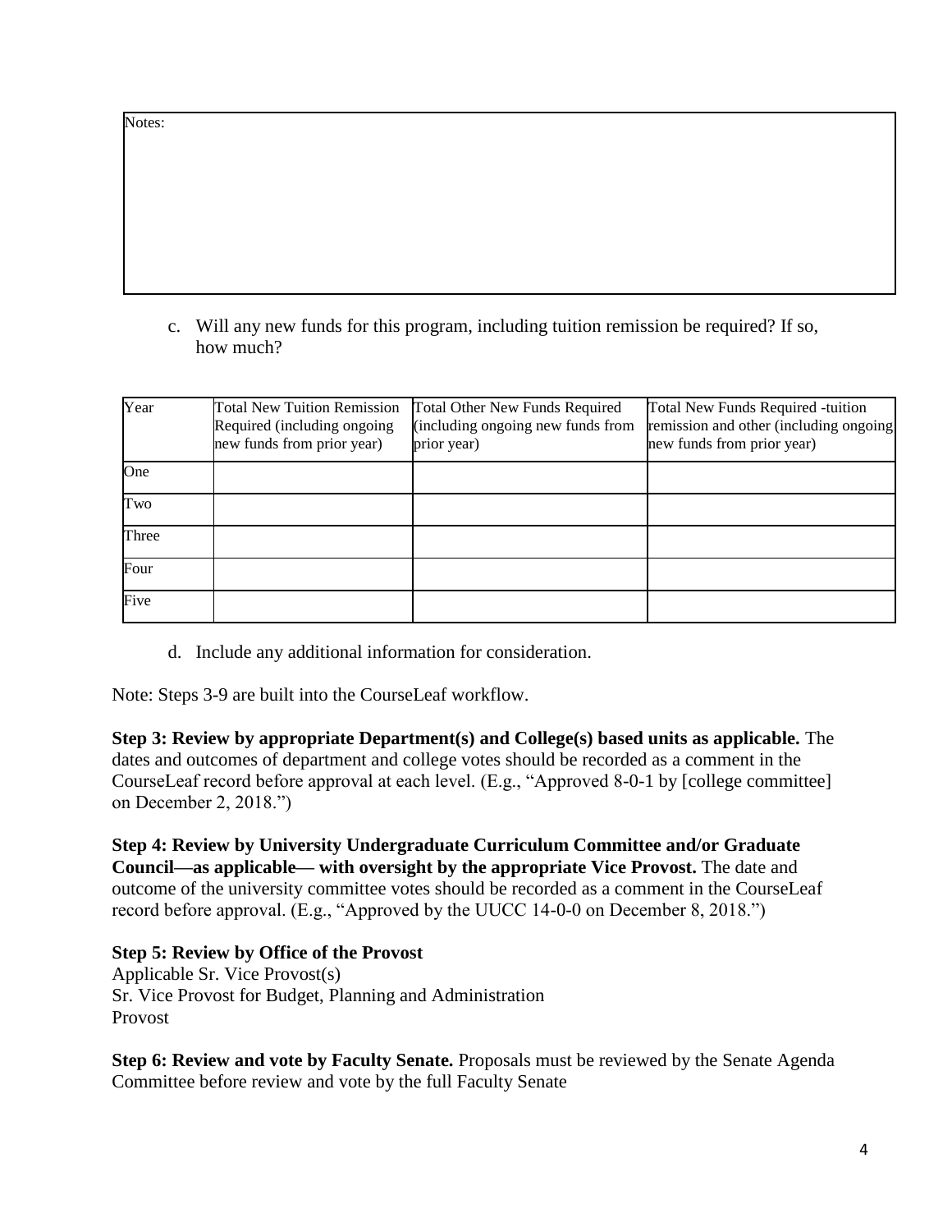| Notes: |
|---|
| |

c. Will any new funds for this program, including tuition remission be required? If so, how much?

| Year | Total New Tuition Remission Required (including ongoing new funds from prior year) | Total Other New Funds Required (including ongoing new funds from prior year) | Total New Funds Required -tuition remission and other (including ongoing new funds from prior year) |
|---|---|---|---|
| One | | | |
| Two | | | |
| Three | | | |
| Four | | | |
| Five | | | |

d. Include any additional information for consideration.

Note: Steps 3-9 are built into the CourseLeaf workflow.

**Step 3: Review by appropriate Department(s) and College(s) based units as applicable.** The dates and outcomes of department and college votes should be recorded as a comment in the CourseLeaf record before approval at each level. (E.g., "Approved 8-0-1 by [college committee] on December 2, 2018.")

**Step 4: Review by University Undergraduate Curriculum Committee and/or Graduate Council—as applicable— with oversight by the appropriate Vice Provost.** The date and outcome of the university committee votes should be recorded as a comment in the CourseLeaf record before approval. (E.g., "Approved by the UUCC 14-0-0 on December 8, 2018.")

**Step 5: Review by Office of the Provost**
Applicable Sr. Vice Provost(s)
Sr. Vice Provost for Budget, Planning and Administration
Provost

**Step 6: Review and vote by Faculty Senate.** Proposals must be reviewed by the Senate Agenda Committee before review and vote by the full Faculty Senate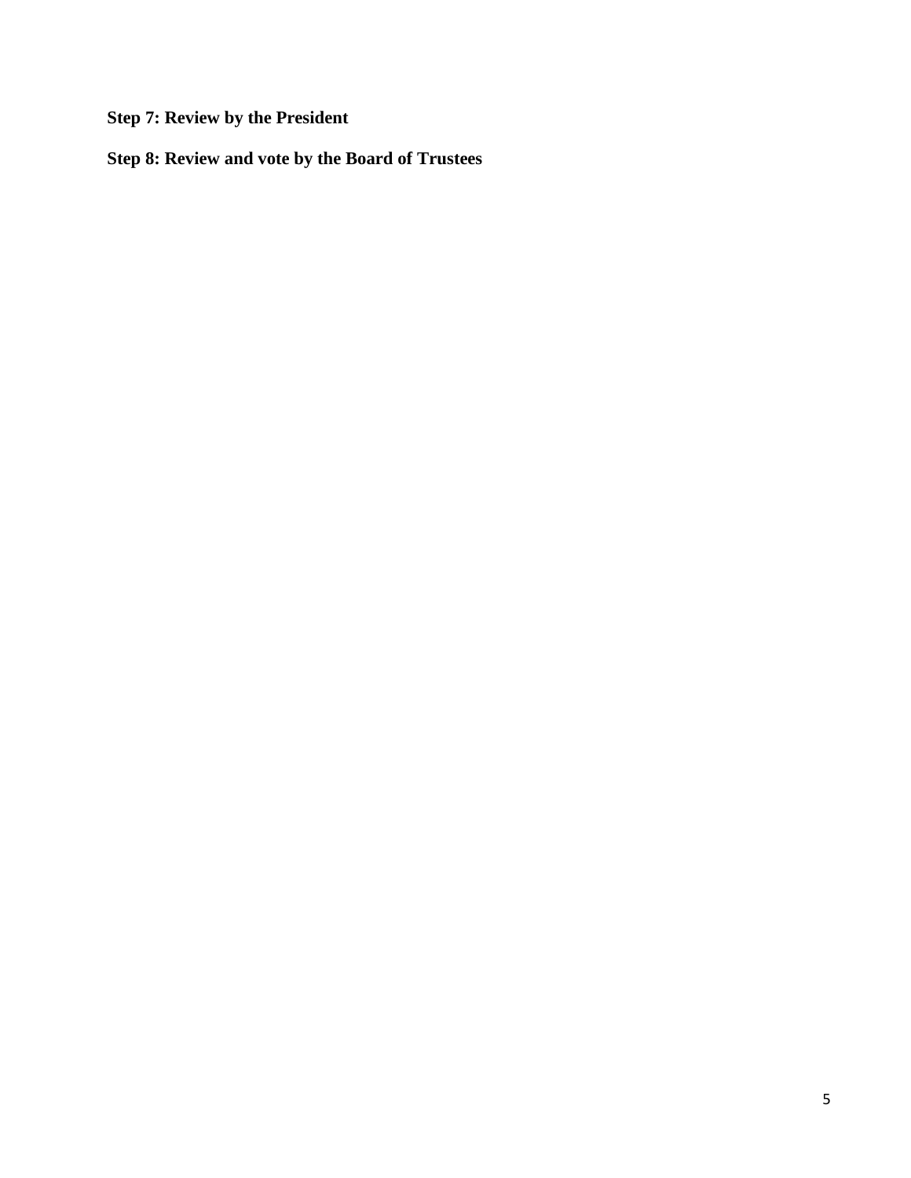**Step 7: Review by the President**

**Step 8: Review and vote by the Board of Trustees**